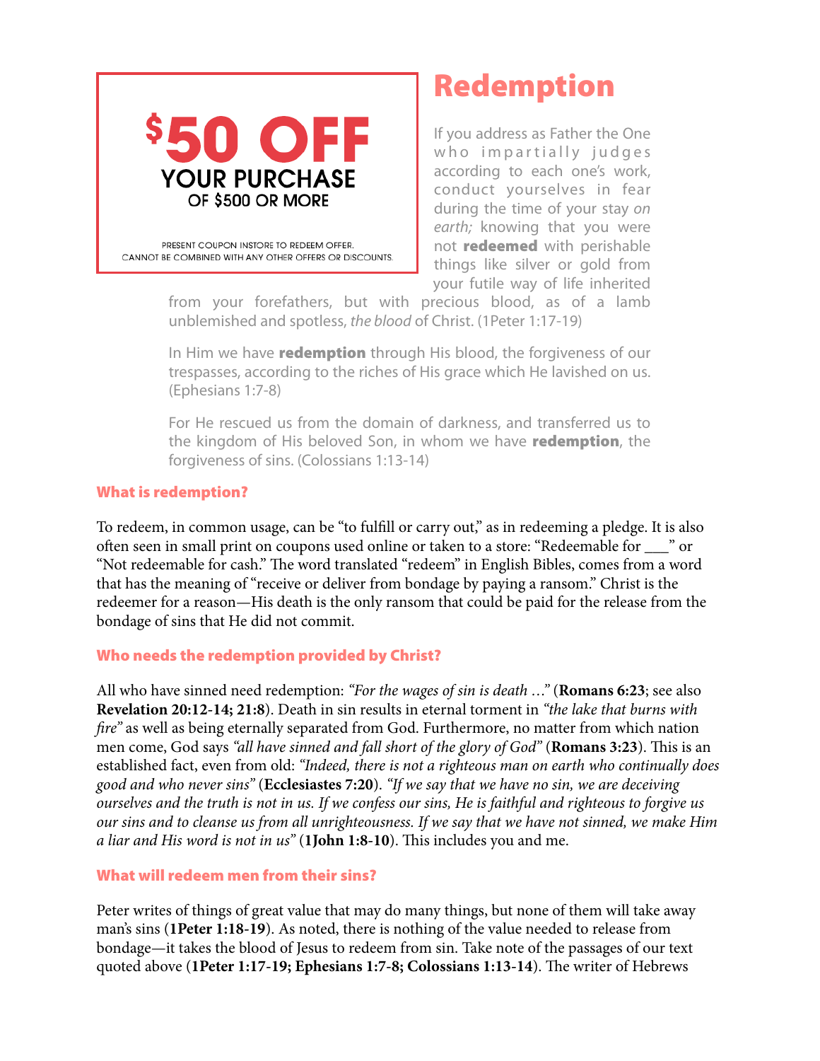$50 OFF
YOUR PURCHASE
OF $500 OR MORE

PRESENT COUPON INSTORE TO REDEEM OFFER.
CANNOT BE COMBINED WITH ANY OTHER OFFERS OR DISCOUNTS.

# Redemption

If you address as Father the One who impartially judges according to each one's work, conduct yourselves in fear during the time of your stay *on earth;* knowing that you were not **redeemed** with perishable things like silver or gold from your futile way of life inherited from your forefathers, but with precious blood, as of a lamb unblemished and spotless, *the blood* of Christ. (1Peter 1:17-19)

In Him we have **redemption** through His blood, the forgiveness of our trespasses, according to the riches of His grace which He lavished on us. (Ephesians 1:7-8)

For He rescued us from the domain of darkness, and transferred us to the kingdom of His beloved Son, in whom we have **redemption**, the forgiveness of sins. (Colossians 1:13-14)

## What is redemption?

To redeem, in common usage, can be "to fulfill or carry out," as in redeeming a pledge. It is also often seen in small print on coupons used online or taken to a store: "Redeemable for ___" or "Not redeemable for cash." The word translated "redeem" in English Bibles, comes from a word that has the meaning of "receive or deliver from bondage by paying a ransom." Christ is the redeemer for a reason—His death is the only ransom that could be paid for the release from the bondage of sins that He did not commit.

## Who needs the redemption provided by Christ?

All who have sinned need redemption: *"For the wages of sin is death …"* (**Romans 6:23**; see also **Revelation 20:12-14; 21:8**). Death in sin results in eternal torment in *"the lake that burns with fire"* as well as being eternally separated from God. Furthermore, no matter from which nation men come, God says *"all have sinned and fall short of the glory of God"* (**Romans 3:23**). This is an established fact, even from old: *"Indeed, there is not a righteous man on earth who continually does good and who never sins"* (**Ecclesiastes 7:20**). *"If we say that we have no sin, we are deceiving ourselves and the truth is not in us. If we confess our sins, He is faithful and righteous to forgive us our sins and to cleanse us from all unrighteousness. If we say that we have not sinned, we make Him a liar and His word is not in us"* (**1John 1:8-10**). This includes you and me.

## What will redeem men from their sins?

Peter writes of things of great value that may do many things, but none of them will take away man's sins (**1Peter 1:18-19**). As noted, there is nothing of the value needed to release from bondage—it takes the blood of Jesus to redeem from sin. Take note of the passages of our text quoted above (**1Peter 1:17-19; Ephesians 1:7-8; Colossians 1:13-14**). The writer of Hebrews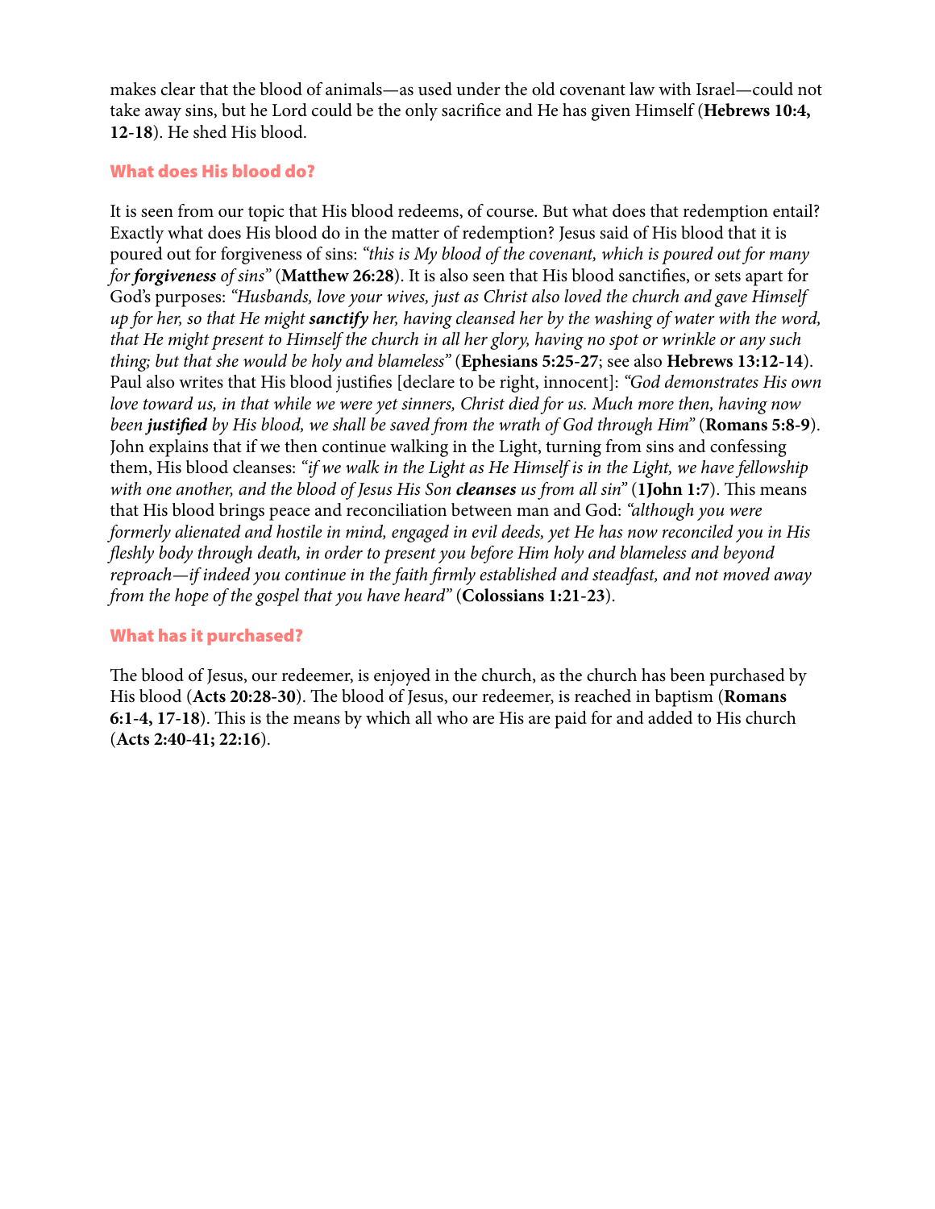makes clear that the blood of animals—as used under the old covenant law with Israel—could not take away sins, but he Lord could be the only sacrifice and He has given Himself (**Hebrews 10:4, 12-18**). He shed His blood.

## What does His blood do?

It is seen from our topic that His blood redeems, of course. But what does that redemption entail? Exactly what does His blood do in the matter of redemption? Jesus said of His blood that it is poured out for forgiveness of sins: *"this is My blood of the covenant, which is poured out for many for* ***forgiveness*** *of sins"* (**Matthew 26:28**). It is also seen that His blood sanctifies, or sets apart for God's purposes: *"Husbands, love your wives, just as Christ also loved the church and gave Himself up for her, so that He might* ***sanctify*** *her, having cleansed her by the washing of water with the word, that He might present to Himself the church in all her glory, having no spot or wrinkle or any such thing; but that she would be holy and blameless"* (**Ephesians 5:25-27**; see also **Hebrews 13:12-14**). Paul also writes that His blood justifies [declare to be right, innocent]: *"God demonstrates His own love toward us, in that while we were yet sinners, Christ died for us. Much more then, having now been* ***justified*** *by His blood, we shall be saved from the wrath of God through Him"* (**Romans 5:8-9**). John explains that if we then continue walking in the Light, turning from sins and confessing them, His blood cleanses: *"if we walk in the Light as He Himself is in the Light, we have fellowship with one another, and the blood of Jesus His Son* ***cleanses*** *us from all sin"* (**1John 1:7**). This means that His blood brings peace and reconciliation between man and God: *"although you were formerly alienated and hostile in mind, engaged in evil deeds, yet He has now reconciled you in His fleshly body through death, in order to present you before Him holy and blameless and beyond reproach—if indeed you continue in the faith firmly established and steadfast, and not moved away from the hope of the gospel that you have heard"* (**Colossians 1:21-23**).

## What has it purchased?

The blood of Jesus, our redeemer, is enjoyed in the church, as the church has been purchased by His blood (**Acts 20:28-30**). The blood of Jesus, our redeemer, is reached in baptism (**Romans 6:1-4, 17-18**). This is the means by which all who are His are paid for and added to His church (**Acts 2:40-41; 22:16**).